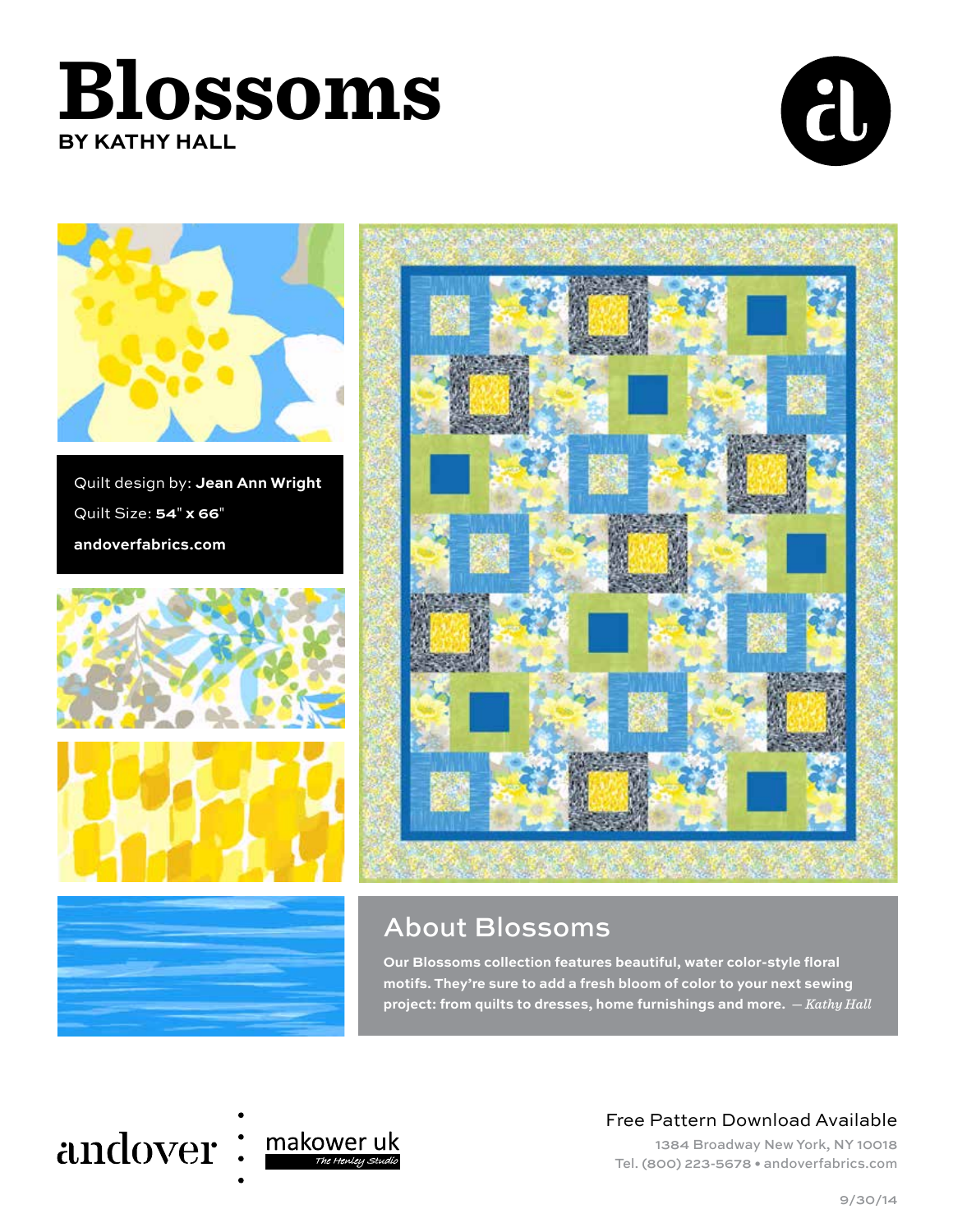# Blossoms

**BY KATHY HALL**

Quilt design by: **Jean Ann Wright**

Quilt Size: **54" x 66"**

**andoverfabrics.com**

## About Blossoms

**Our Blossoms collection features beautiful, water color-style floral motifs. They're sure to add a fresh bloom of color to your next sewing project: from quilts to dresses, home furnishings and more.** — *Kathy Hall*

andover : makower uk *The Henley Studio*

Free Pattern Download Available

1384 Broadway New York, NY 10018

Tel. (800) 223-5678 • andoverfabrics.com

9/30/14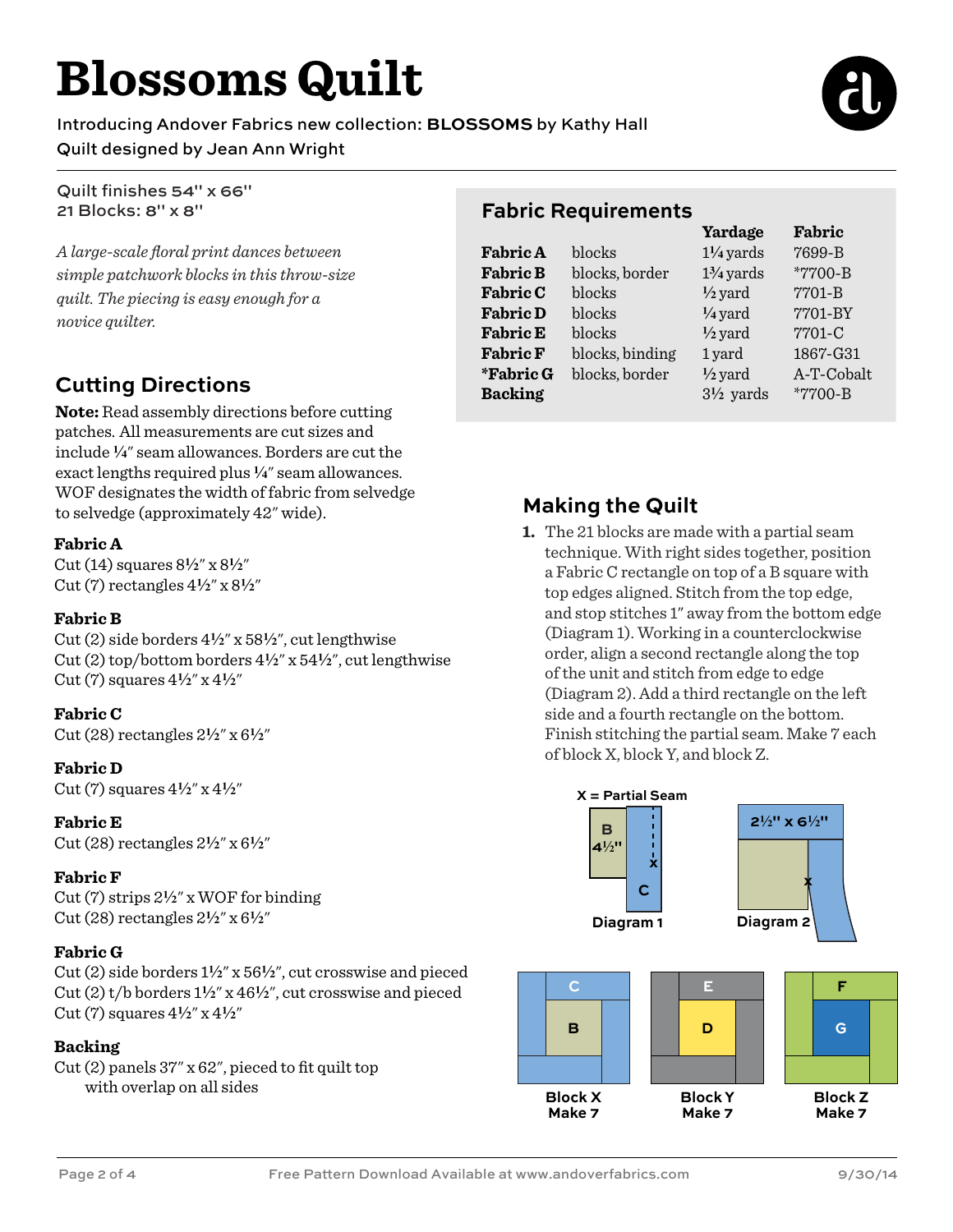# Blossoms Quilt

Introducing Andover Fabrics new collection: **BLOSSOMS** by Kathy Hall

Quilt designed by Jean Ann Wright

Quilt finishes 54" x 66"
21 Blocks: 8" x 8"

*A large-scale floral print dances between simple patchwork blocks in this throw-size quilt. The piecing is easy enough for a novice quilter.*

## Fabric Requirements

| | | Yardage | Fabric |
|---|---|---|---|
| **Fabric A** | blocks | 1¼ yards | 7699-B |
| **Fabric B** | blocks, border | 1¾ yards | *7700-B |
| **Fabric C** | blocks | ½ yard | 7701-B |
| **Fabric D** | blocks | ¼ yard | 7701-BY |
| **Fabric E** | blocks | ½ yard | 7701-C |
| **Fabric F** | blocks, binding | 1 yard | 1867-G31 |
| ***Fabric G** | blocks, border | ½ yard | A-T-Cobalt |
| **Backing** | | 3½ yards | *7700-B |

## Cutting Directions

**Note:** Read assembly directions before cutting patches. All measurements are cut sizes and include ¼" seam allowances. Borders are cut the exact lengths required plus ¼" seam allowances. WOF designates the width of fabric from selvedge to selvedge (approximately 42" wide).

**Fabric A**
Cut (14) squares 8½" x 8½"
Cut (7) rectangles 4½" x 8½"

**Fabric B**
Cut (2) side borders 4½" x 58½", cut lengthwise
Cut (2) top/bottom borders 4½" x 54½", cut lengthwise
Cut (7) squares 4½" x 4½"

**Fabric C**
Cut (28) rectangles 2½" x 6½"

**Fabric D**
Cut (7) squares 4½" x 4½"

**Fabric E**
Cut (28) rectangles 2½" x 6½"

**Fabric F**
Cut (7) strips 2½" x WOF for binding
Cut (28) rectangles 2½" x 6½"

**Fabric G**
Cut (2) side borders 1½" x 56½", cut crosswise and pieced
Cut (2) t/b borders 1½" x 46½", cut crosswise and pieced
Cut (7) squares 4½" x 4½"

**Backing**
Cut (2) panels 37" x 62", pieced to fit quilt top with overlap on all sides

## Making the Quilt

1. The 21 blocks are made with a partial seam technique. With right sides together, position a Fabric C rectangle on top of a B square with top edges aligned. Stitch from the top edge, and stop stitches 1" away from the bottom edge (Diagram 1). Working in a counterclockwise order, align a second rectangle along the top of the unit and stitch from edge to edge (Diagram 2). Add a third rectangle on the left side and a fourth rectangle on the bottom. Finish stitching the partial seam. Make 7 each of block X, block Y, and block Z.

X = Partial Seam

Diagram 1

Diagram 2

Block X
Make 7

Block Y
Make 7

Block Z
Make 7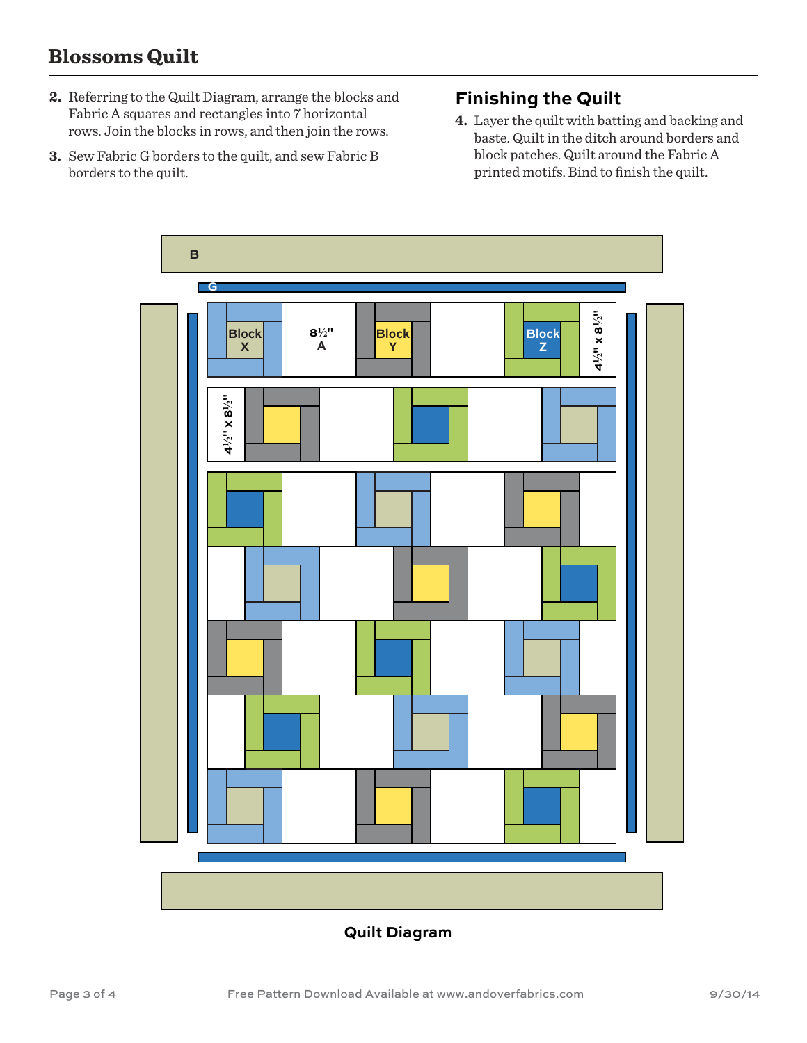2. Referring to the Quilt Diagram, arrange the blocks and Fabric A squares and rectangles into 7 horizontal rows. Join the blocks in rows, and then join the rows.

3. Sew Fabric G borders to the quilt, and sew Fabric B borders to the quilt.

## Finishing the Quilt

4. Layer the quilt with batting and backing and baste. Quilt in the ditch around borders and block patches. Quilt around the Fabric A printed motifs. Bind to finish the quilt.

B

G

Block X

8½" A

Block Y

Block Z

4½" x 8½"

4½" x 8½"

**Quilt Diagram**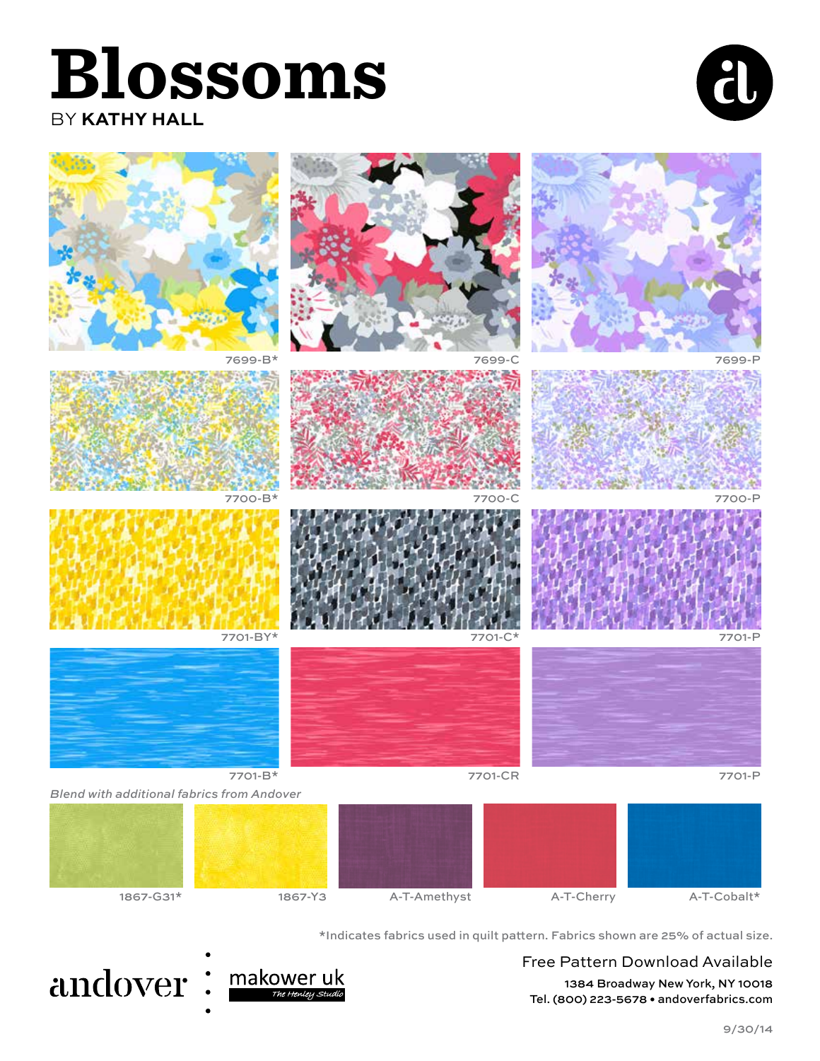# Blossoms

BY **KATHY HALL**

7699-B* 7699-C 7699-P

7700-B* 7700-C 7700-P

7701-BY* 7701-C* 7701-P

7701-B* 7701-CR 7701-P

*Blend with additional fabrics from Andover*

1867-G31* 1867-Y3 A-T-Amethyst A-T-Cherry A-T-Cobalt*

*Indicates fabrics used in quilt pattern. Fabrics shown are 25% of actual size.

andover

makower uk

The Henley Studio

Free Pattern Download Available

1384 Broadway New York, NY 10018

Tel. (800) 223-5678 • andoverfabrics.com

9/30/14